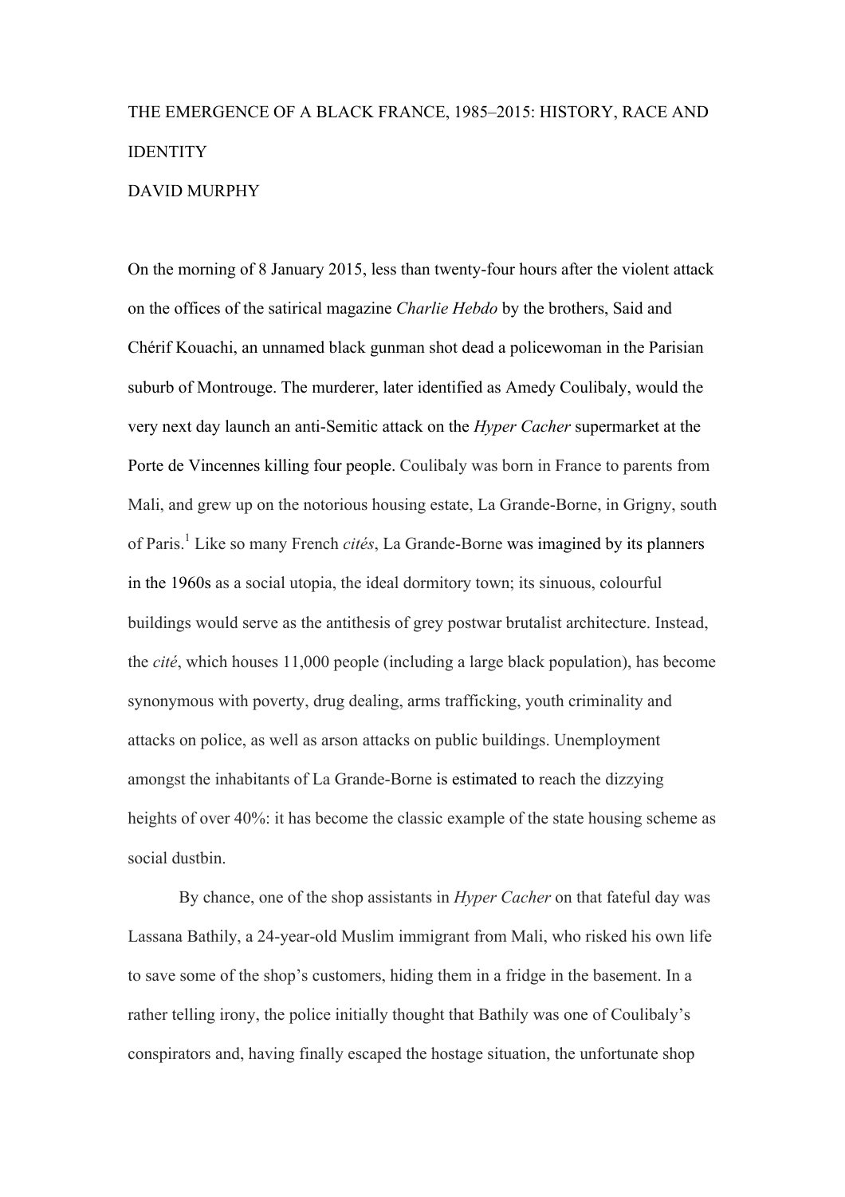# THE EMERGENCE OF A BLACK FRANCE, 1985–2015: HISTORY, RACE AND IDENTITY

DAVID MURPHY

On the morning of 8 January 2015, less than twenty-four hours after the violent attack on the offices of the satirical magazine *Charlie Hebdo* by the brothers, Said and Chérif Kouachi, an unnamed black gunman shot dead a policewoman in the Parisian suburb of Montrouge. The murderer, later identified as Amedy Coulibaly, would the very next day launch an anti-Semitic attack on the *Hyper Cacher* supermarket at the Porte de Vincennes killing four people. Coulibaly was born in France to parents from Mali, and grew up on the notorious housing estate, La Grande-Borne, in Grigny, south of Paris.[1] Like so many French *cités*, La Grande-Borne was imagined by its planners in the 1960s as a social utopia, the ideal dormitory town; its sinuous, colourful buildings would serve as the antithesis of grey postwar brutalist architecture. Instead, the *cité*, which houses 11,000 people (including a large black population), has become synonymous with poverty, drug dealing, arms trafficking, youth criminality and attacks on police, as well as arson attacks on public buildings. Unemployment amongst the inhabitants of La Grande-Borne is estimated to reach the dizzying heights of over 40%: it has become the classic example of the state housing scheme as social dustbin.

By chance, one of the shop assistants in *Hyper Cacher* on that fateful day was Lassana Bathily, a 24-year-old Muslim immigrant from Mali, who risked his own life to save some of the shop's customers, hiding them in a fridge in the basement. In a rather telling irony, the police initially thought that Bathily was one of Coulibaly's conspirators and, having finally escaped the hostage situation, the unfortunate shop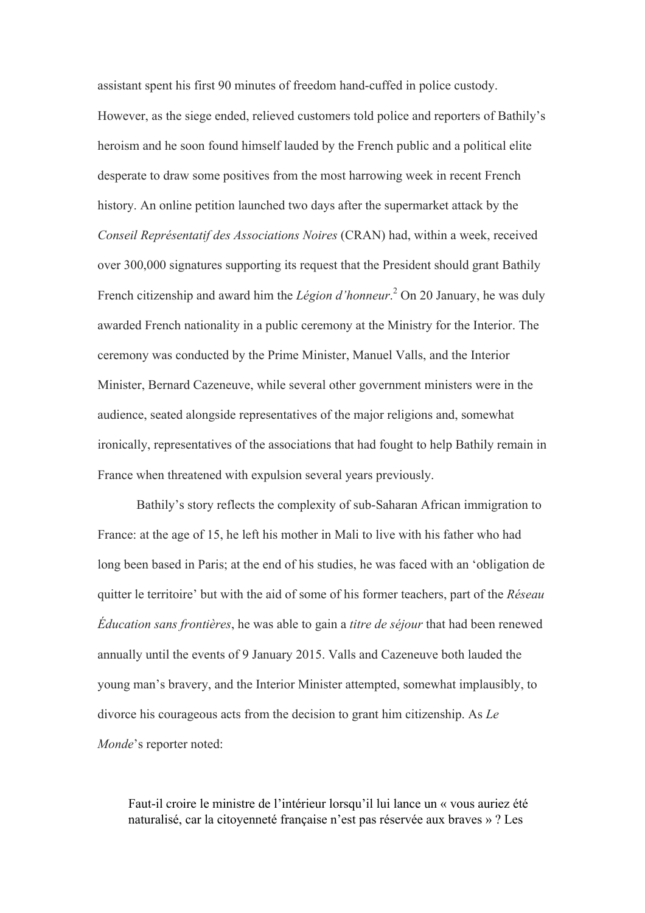assistant spent his first 90 minutes of freedom hand-cuffed in police custody. However, as the siege ended, relieved customers told police and reporters of Bathily's heroism and he soon found himself lauded by the French public and a political elite desperate to draw some positives from the most harrowing week in recent French history. An online petition launched two days after the supermarket attack by the *Conseil Représentatif des Associations Noires* (CRAN) had, within a week, received over 300,000 signatures supporting its request that the President should grant Bathily French citizenship and award him the *Légion d'honneur*.[2] On 20 January, he was duly awarded French nationality in a public ceremony at the Ministry for the Interior. The ceremony was conducted by the Prime Minister, Manuel Valls, and the Interior Minister, Bernard Cazeneuve, while several other government ministers were in the audience, seated alongside representatives of the major religions and, somewhat ironically, representatives of the associations that had fought to help Bathily remain in France when threatened with expulsion several years previously.

Bathily's story reflects the complexity of sub-Saharan African immigration to France: at the age of 15, he left his mother in Mali to live with his father who had long been based in Paris; at the end of his studies, he was faced with an 'obligation de quitter le territoire' but with the aid of some of his former teachers, part of the *Réseau Éducation sans frontières*, he was able to gain a *titre de séjour* that had been renewed annually until the events of 9 January 2015. Valls and Cazeneuve both lauded the young man's bravery, and the Interior Minister attempted, somewhat implausibly, to divorce his courageous acts from the decision to grant him citizenship. As *Le Monde*'s reporter noted:

> Faut-il croire le ministre de l'intérieur lorsqu'il lui lance un « vous auriez été naturalisé, car la citoyenneté française n'est pas réservée aux braves » ? Les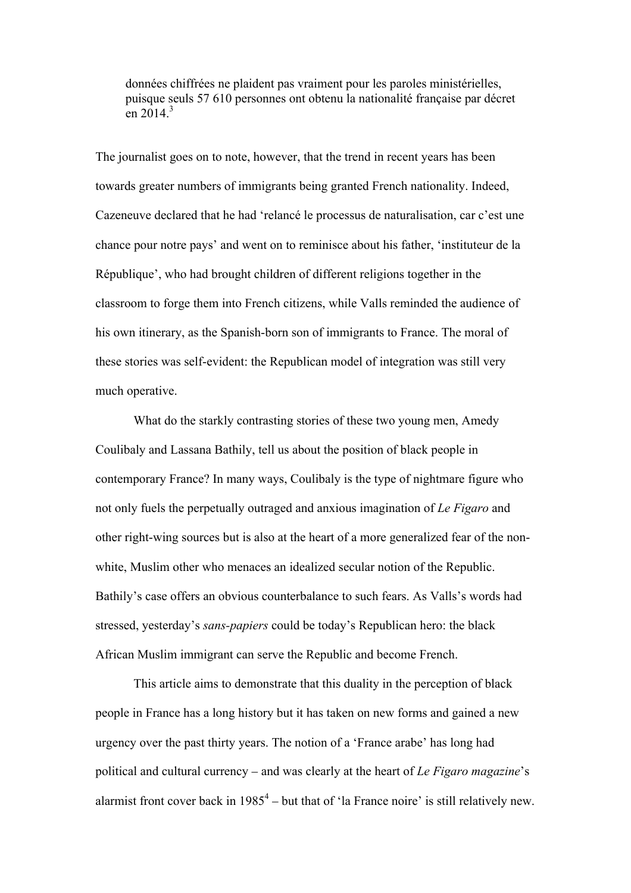> données chiffrées ne plaident pas vraiment pour les paroles ministérielles, puisque seuls 57 610 personnes ont obtenu la nationalité française par décret en 2014.[3]

The journalist goes on to note, however, that the trend in recent years has been towards greater numbers of immigrants being granted French nationality. Indeed, Cazeneuve declared that he had 'relancé le processus de naturalisation, car c'est une chance pour notre pays' and went on to reminisce about his father, 'instituteur de la République', who had brought children of different religions together in the classroom to forge them into French citizens, while Valls reminded the audience of his own itinerary, as the Spanish-born son of immigrants to France. The moral of these stories was self-evident: the Republican model of integration was still very much operative.

What do the starkly contrasting stories of these two young men, Amedy Coulibaly and Lassana Bathily, tell us about the position of black people in contemporary France? In many ways, Coulibaly is the type of nightmare figure who not only fuels the perpetually outraged and anxious imagination of *Le Figaro* and other right-wing sources but is also at the heart of a more generalized fear of the non-white, Muslim other who menaces an idealized secular notion of the Republic. Bathily's case offers an obvious counterbalance to such fears. As Valls's words had stressed, yesterday's *sans-papiers* could be today's Republican hero: the black African Muslim immigrant can serve the Republic and become French.

This article aims to demonstrate that this duality in the perception of black people in France has a long history but it has taken on new forms and gained a new urgency over the past thirty years. The notion of a 'France arabe' has long had political and cultural currency – and was clearly at the heart of *Le Figaro magazine*'s alarmist front cover back in 1985[4] – but that of 'la France noire' is still relatively new.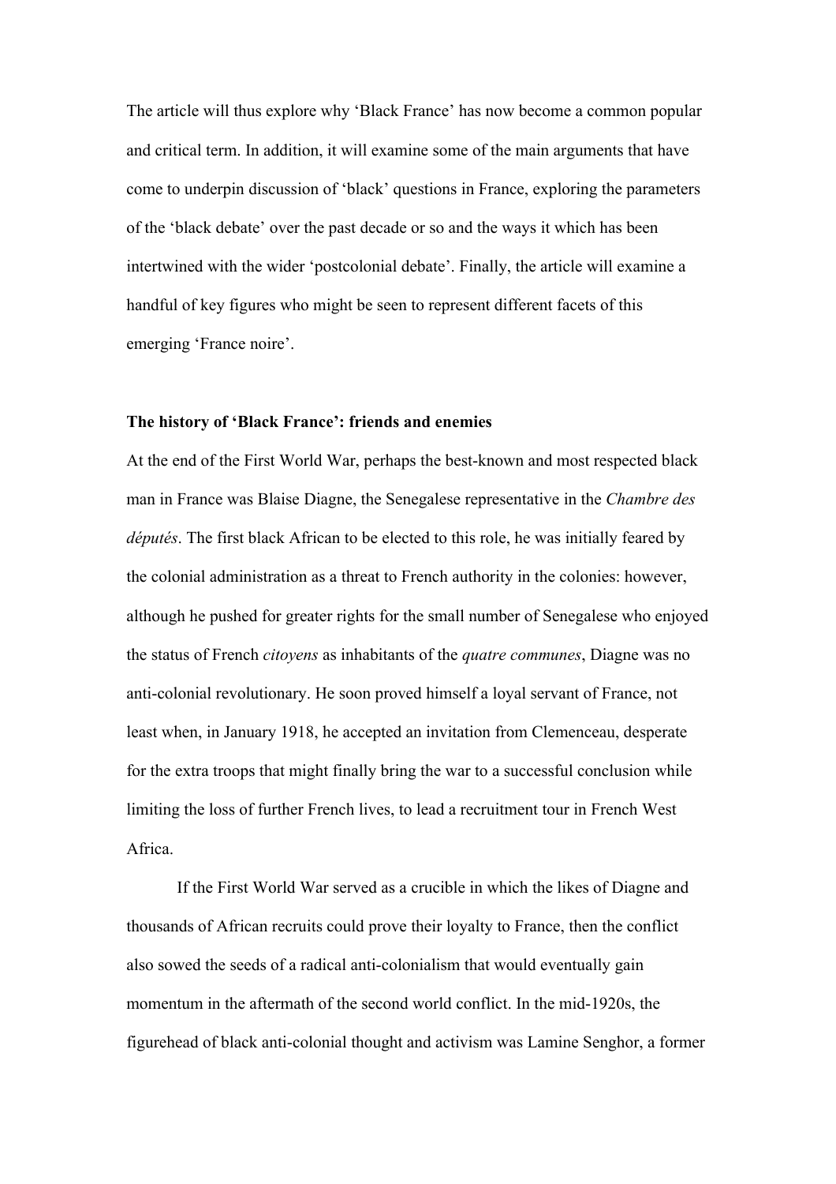The article will thus explore why 'Black France' has now become a common popular and critical term. In addition, it will examine some of the main arguments that have come to underpin discussion of 'black' questions in France, exploring the parameters of the 'black debate' over the past decade or so and the ways it which has been intertwined with the wider 'postcolonial debate'. Finally, the article will examine a handful of key figures who might be seen to represent different facets of this emerging 'France noire'.

**The history of 'Black France': friends and enemies**

At the end of the First World War, perhaps the best-known and most respected black man in France was Blaise Diagne, the Senegalese representative in the *Chambre des députés*. The first black African to be elected to this role, he was initially feared by the colonial administration as a threat to French authority in the colonies: however, although he pushed for greater rights for the small number of Senegalese who enjoyed the status of French *citoyens* as inhabitants of the *quatre communes*, Diagne was no anti-colonial revolutionary. He soon proved himself a loyal servant of France, not least when, in January 1918, he accepted an invitation from Clemenceau, desperate for the extra troops that might finally bring the war to a successful conclusion while limiting the loss of further French lives, to lead a recruitment tour in French West Africa.

If the First World War served as a crucible in which the likes of Diagne and thousands of African recruits could prove their loyalty to France, then the conflict also sowed the seeds of a radical anti-colonialism that would eventually gain momentum in the aftermath of the second world conflict. In the mid-1920s, the figurehead of black anti-colonial thought and activism was Lamine Senghor, a former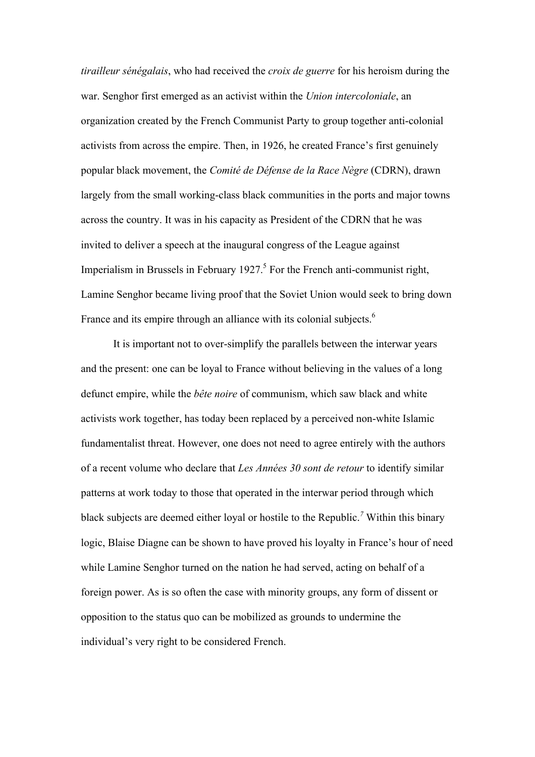*tirailleur sénégalais*, who had received the *croix de guerre* for his heroism during the war. Senghor first emerged as an activist within the *Union intercoloniale*, an organization created by the French Communist Party to group together anti-colonial activists from across the empire. Then, in 1926, he created France's first genuinely popular black movement, the *Comité de Défense de la Race Nègre* (CDRN), drawn largely from the small working-class black communities in the ports and major towns across the country. It was in his capacity as President of the CDRN that he was invited to deliver a speech at the inaugural congress of the League against Imperialism in Brussels in February 1927.[5] For the French anti-communist right, Lamine Senghor became living proof that the Soviet Union would seek to bring down France and its empire through an alliance with its colonial subjects.[6]

It is important not to over-simplify the parallels between the interwar years and the present: one can be loyal to France without believing in the values of a long defunct empire, while the *bête noire* of communism, which saw black and white activists work together, has today been replaced by a perceived non-white Islamic fundamentalist threat. However, one does not need to agree entirely with the authors of a recent volume who declare that *Les Années 30 sont de retour* to identify similar patterns at work today to those that operated in the interwar period through which black subjects are deemed either loyal or hostile to the Republic.[7] Within this binary logic, Blaise Diagne can be shown to have proved his loyalty in France's hour of need while Lamine Senghor turned on the nation he had served, acting on behalf of a foreign power. As is so often the case with minority groups, any form of dissent or opposition to the status quo can be mobilized as grounds to undermine the individual's very right to be considered French.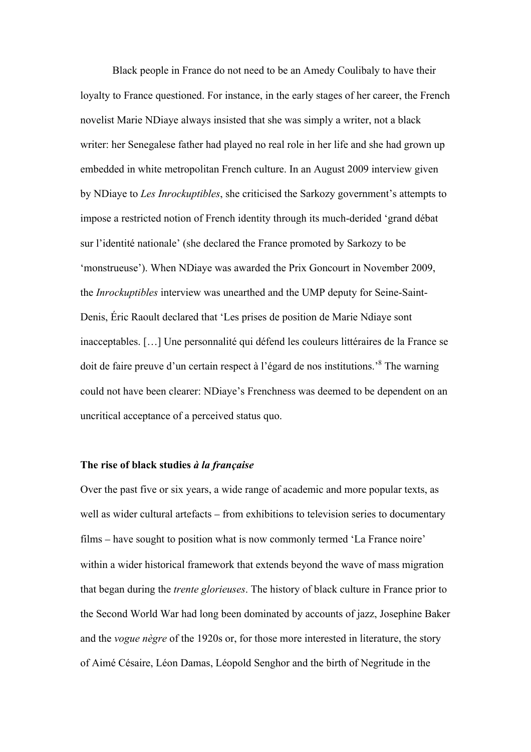Black people in France do not need to be an Amedy Coulibaly to have their loyalty to France questioned. For instance, in the early stages of her career, the French novelist Marie NDiaye always insisted that she was simply a writer, not a black writer: her Senegalese father had played no real role in her life and she had grown up embedded in white metropolitan French culture. In an August 2009 interview given by NDiaye to *Les Inrockuptibles*, she criticised the Sarkozy government's attempts to impose a restricted notion of French identity through its much-derided 'grand débat sur l'identité nationale' (she declared the France promoted by Sarkozy to be 'monstrueuse'). When NDiaye was awarded the Prix Goncourt in November 2009, the *Inrockuptibles* interview was unearthed and the UMP deputy for Seine-Saint-Denis, Éric Raoult declared that 'Les prises de position de Marie Ndiaye sont inacceptables. […] Une personnalité qui défend les couleurs littéraires de la France se doit de faire preuve d'un certain respect à l'égard de nos institutions.'[8] The warning could not have been clearer: NDiaye's Frenchness was deemed to be dependent on an uncritical acceptance of a perceived status quo.

**The rise of black studies *à la française***

Over the past five or six years, a wide range of academic and more popular texts, as well as wider cultural artefacts – from exhibitions to television series to documentary films – have sought to position what is now commonly termed 'La France noire' within a wider historical framework that extends beyond the wave of mass migration that began during the *trente glorieuses*. The history of black culture in France prior to the Second World War had long been dominated by accounts of jazz, Josephine Baker and the *vogue nègre* of the 1920s or, for those more interested in literature, the story of Aimé Césaire, Léon Damas, Léopold Senghor and the birth of Negritude in the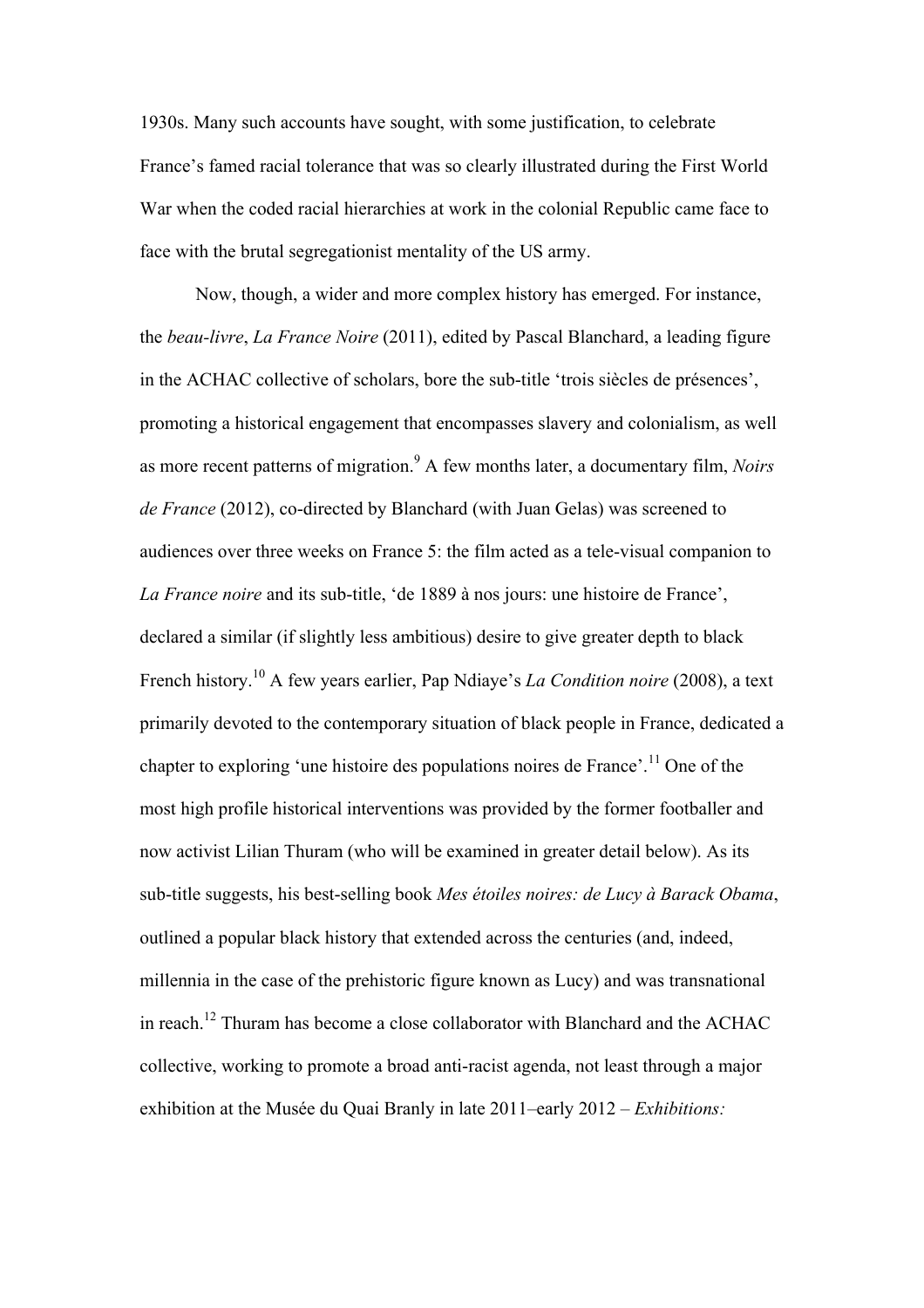1930s. Many such accounts have sought, with some justification, to celebrate France's famed racial tolerance that was so clearly illustrated during the First World War when the coded racial hierarchies at work in the colonial Republic came face to face with the brutal segregationist mentality of the US army.

Now, though, a wider and more complex history has emerged. For instance, the *beau-livre*, *La France Noire* (2011), edited by Pascal Blanchard, a leading figure in the ACHAC collective of scholars, bore the sub-title 'trois siècles de présences', promoting a historical engagement that encompasses slavery and colonialism, as well as more recent patterns of migration.[9] A few months later, a documentary film, *Noirs de France* (2012), co-directed by Blanchard (with Juan Gelas) was screened to audiences over three weeks on France 5: the film acted as a tele-visual companion to *La France noire* and its sub-title, 'de 1889 à nos jours: une histoire de France', declared a similar (if slightly less ambitious) desire to give greater depth to black French history.[10] A few years earlier, Pap Ndiaye's *La Condition noire* (2008), a text primarily devoted to the contemporary situation of black people in France, dedicated a chapter to exploring 'une histoire des populations noires de France'.[11] One of the most high profile historical interventions was provided by the former footballer and now activist Lilian Thuram (who will be examined in greater detail below). As its sub-title suggests, his best-selling book *Mes étoiles noires: de Lucy à Barack Obama*, outlined a popular black history that extended across the centuries (and, indeed, millennia in the case of the prehistoric figure known as Lucy) and was transnational in reach.[12] Thuram has become a close collaborator with Blanchard and the ACHAC collective, working to promote a broad anti-racist agenda, not least through a major exhibition at the Musée du Quai Branly in late 2011–early 2012 – *Exhibitions:*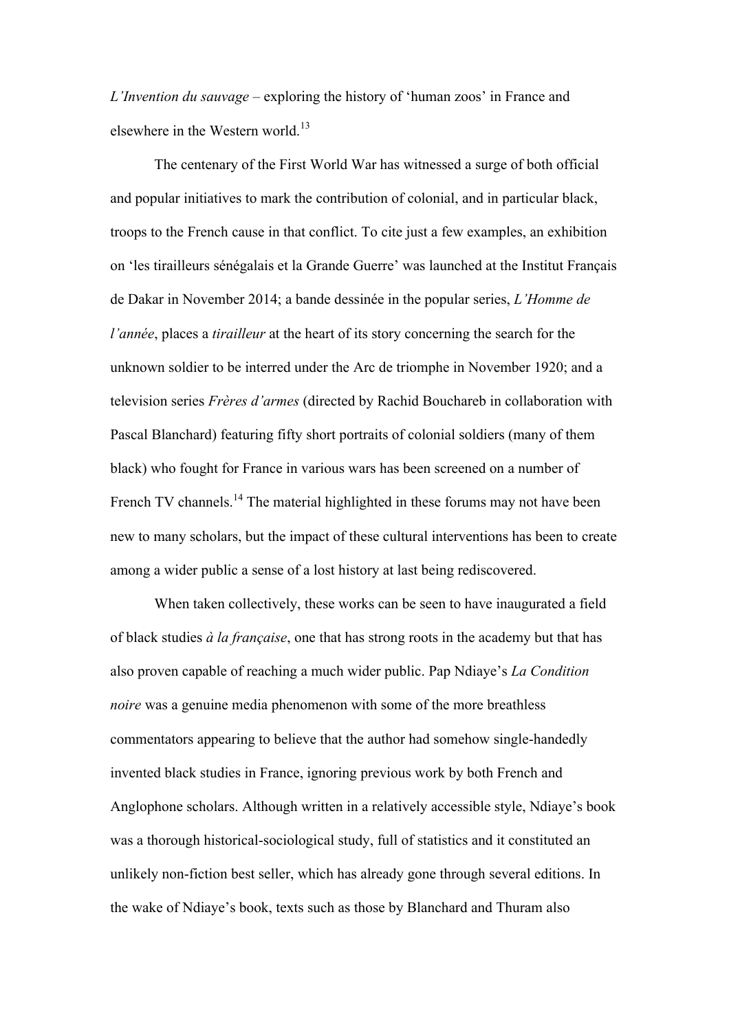*L'Invention du sauvage* – exploring the history of 'human zoos' in France and elsewhere in the Western world.[13]

The centenary of the First World War has witnessed a surge of both official and popular initiatives to mark the contribution of colonial, and in particular black, troops to the French cause in that conflict. To cite just a few examples, an exhibition on 'les tirailleurs sénégalais et la Grande Guerre' was launched at the Institut Français de Dakar in November 2014; a bande dessinée in the popular series, *L'Homme de l'année*, places a *tirailleur* at the heart of its story concerning the search for the unknown soldier to be interred under the Arc de triomphe in November 1920; and a television series *Frères d'armes* (directed by Rachid Bouchareb in collaboration with Pascal Blanchard) featuring fifty short portraits of colonial soldiers (many of them black) who fought for France in various wars has been screened on a number of French TV channels.[14] The material highlighted in these forums may not have been new to many scholars, but the impact of these cultural interventions has been to create among a wider public a sense of a lost history at last being rediscovered.

When taken collectively, these works can be seen to have inaugurated a field of black studies *à la française*, one that has strong roots in the academy but that has also proven capable of reaching a much wider public. Pap Ndiaye's *La Condition noire* was a genuine media phenomenon with some of the more breathless commentators appearing to believe that the author had somehow single-handedly invented black studies in France, ignoring previous work by both French and Anglophone scholars. Although written in a relatively accessible style, Ndiaye's book was a thorough historical-sociological study, full of statistics and it constituted an unlikely non-fiction best seller, which has already gone through several editions. In the wake of Ndiaye's book, texts such as those by Blanchard and Thuram also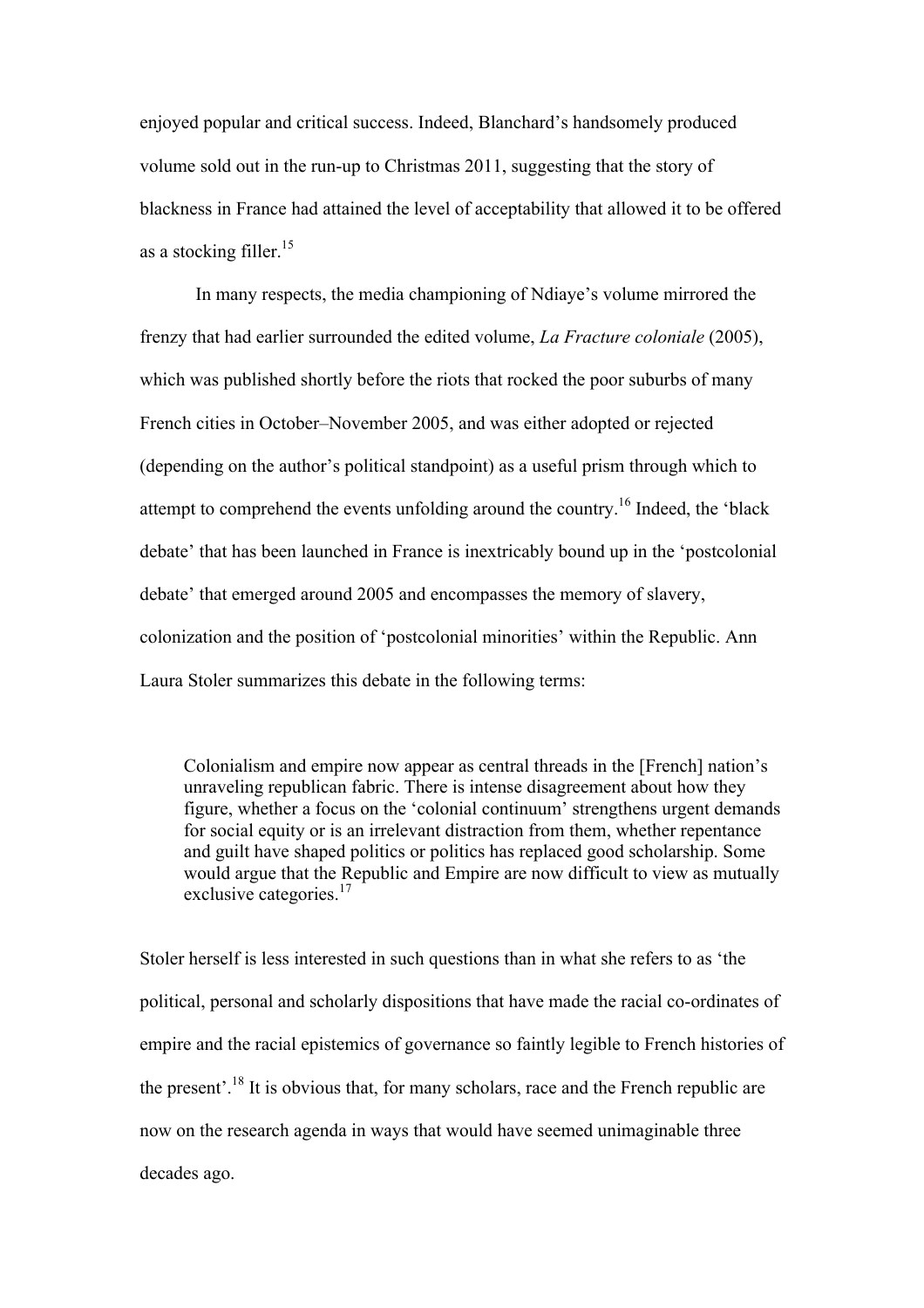enjoyed popular and critical success. Indeed, Blanchard's handsomely produced volume sold out in the run-up to Christmas 2011, suggesting that the story of blackness in France had attained the level of acceptability that allowed it to be offered as a stocking filler.[15]

In many respects, the media championing of Ndiaye's volume mirrored the frenzy that had earlier surrounded the edited volume, *La Fracture coloniale* (2005), which was published shortly before the riots that rocked the poor suburbs of many French cities in October–November 2005, and was either adopted or rejected (depending on the author's political standpoint) as a useful prism through which to attempt to comprehend the events unfolding around the country.[16] Indeed, the 'black debate' that has been launched in France is inextricably bound up in the 'postcolonial debate' that emerged around 2005 and encompasses the memory of slavery, colonization and the position of 'postcolonial minorities' within the Republic. Ann Laura Stoler summarizes this debate in the following terms:

> Colonialism and empire now appear as central threads in the [French] nation's unraveling republican fabric. There is intense disagreement about how they figure, whether a focus on the 'colonial continuum' strengthens urgent demands for social equity or is an irrelevant distraction from them, whether repentance and guilt have shaped politics or politics has replaced good scholarship. Some would argue that the Republic and Empire are now difficult to view as mutually exclusive categories.[17]

Stoler herself is less interested in such questions than in what she refers to as 'the political, personal and scholarly dispositions that have made the racial co-ordinates of empire and the racial epistemics of governance so faintly legible to French histories of the present'.[18] It is obvious that, for many scholars, race and the French republic are now on the research agenda in ways that would have seemed unimaginable three decades ago.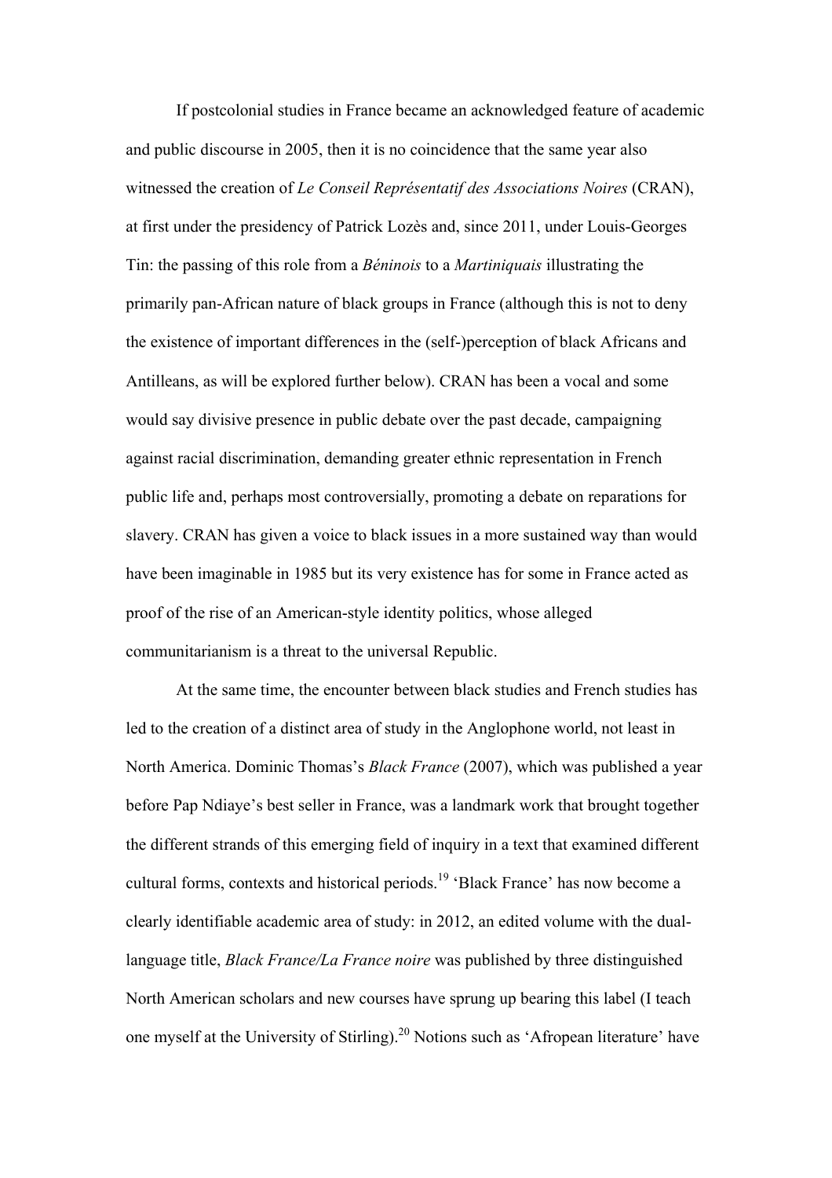If postcolonial studies in France became an acknowledged feature of academic and public discourse in 2005, then it is no coincidence that the same year also witnessed the creation of *Le Conseil Représentatif des Associations Noires* (CRAN), at first under the presidency of Patrick Lozès and, since 2011, under Louis-Georges Tin: the passing of this role from a *Béninois* to a *Martiniquais* illustrating the primarily pan-African nature of black groups in France (although this is not to deny the existence of important differences in the (self-)perception of black Africans and Antilleans, as will be explored further below). CRAN has been a vocal and some would say divisive presence in public debate over the past decade, campaigning against racial discrimination, demanding greater ethnic representation in French public life and, perhaps most controversially, promoting a debate on reparations for slavery. CRAN has given a voice to black issues in a more sustained way than would have been imaginable in 1985 but its very existence has for some in France acted as proof of the rise of an American-style identity politics, whose alleged communitarianism is a threat to the universal Republic.

At the same time, the encounter between black studies and French studies has led to the creation of a distinct area of study in the Anglophone world, not least in North America. Dominic Thomas's *Black France* (2007), which was published a year before Pap Ndiaye's best seller in France, was a landmark work that brought together the different strands of this emerging field of inquiry in a text that examined different cultural forms, contexts and historical periods.[19] 'Black France' has now become a clearly identifiable academic area of study: in 2012, an edited volume with the dual-language title, *Black France/La France noire* was published by three distinguished North American scholars and new courses have sprung up bearing this label (I teach one myself at the University of Stirling).[20] Notions such as 'Afropean literature' have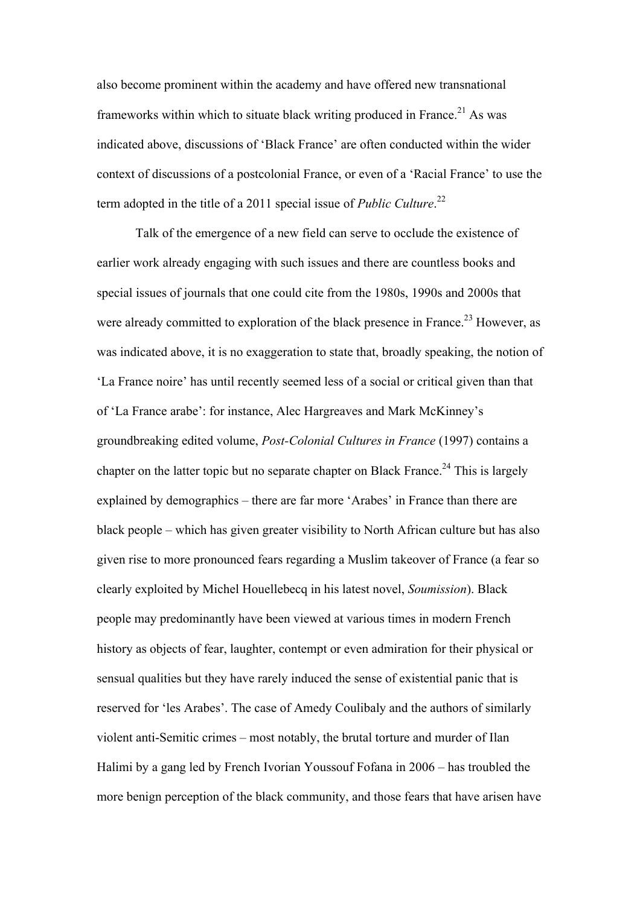also become prominent within the academy and have offered new transnational frameworks within which to situate black writing produced in France.[21] As was indicated above, discussions of 'Black France' are often conducted within the wider context of discussions of a postcolonial France, or even of a 'Racial France' to use the term adopted in the title of a 2011 special issue of *Public Culture*.[22]

Talk of the emergence of a new field can serve to occlude the existence of earlier work already engaging with such issues and there are countless books and special issues of journals that one could cite from the 1980s, 1990s and 2000s that were already committed to exploration of the black presence in France.[23] However, as was indicated above, it is no exaggeration to state that, broadly speaking, the notion of 'La France noire' has until recently seemed less of a social or critical given than that of 'La France arabe': for instance, Alec Hargreaves and Mark McKinney's groundbreaking edited volume, *Post-Colonial Cultures in France* (1997) contains a chapter on the latter topic but no separate chapter on Black France.[24] This is largely explained by demographics – there are far more 'Arabes' in France than there are black people – which has given greater visibility to North African culture but has also given rise to more pronounced fears regarding a Muslim takeover of France (a fear so clearly exploited by Michel Houellebecq in his latest novel, *Soumission*). Black people may predominantly have been viewed at various times in modern French history as objects of fear, laughter, contempt or even admiration for their physical or sensual qualities but they have rarely induced the sense of existential panic that is reserved for 'les Arabes'. The case of Amedy Coulibaly and the authors of similarly violent anti-Semitic crimes – most notably, the brutal torture and murder of Ilan Halimi by a gang led by French Ivorian Youssouf Fofana in 2006 – has troubled the more benign perception of the black community, and those fears that have arisen have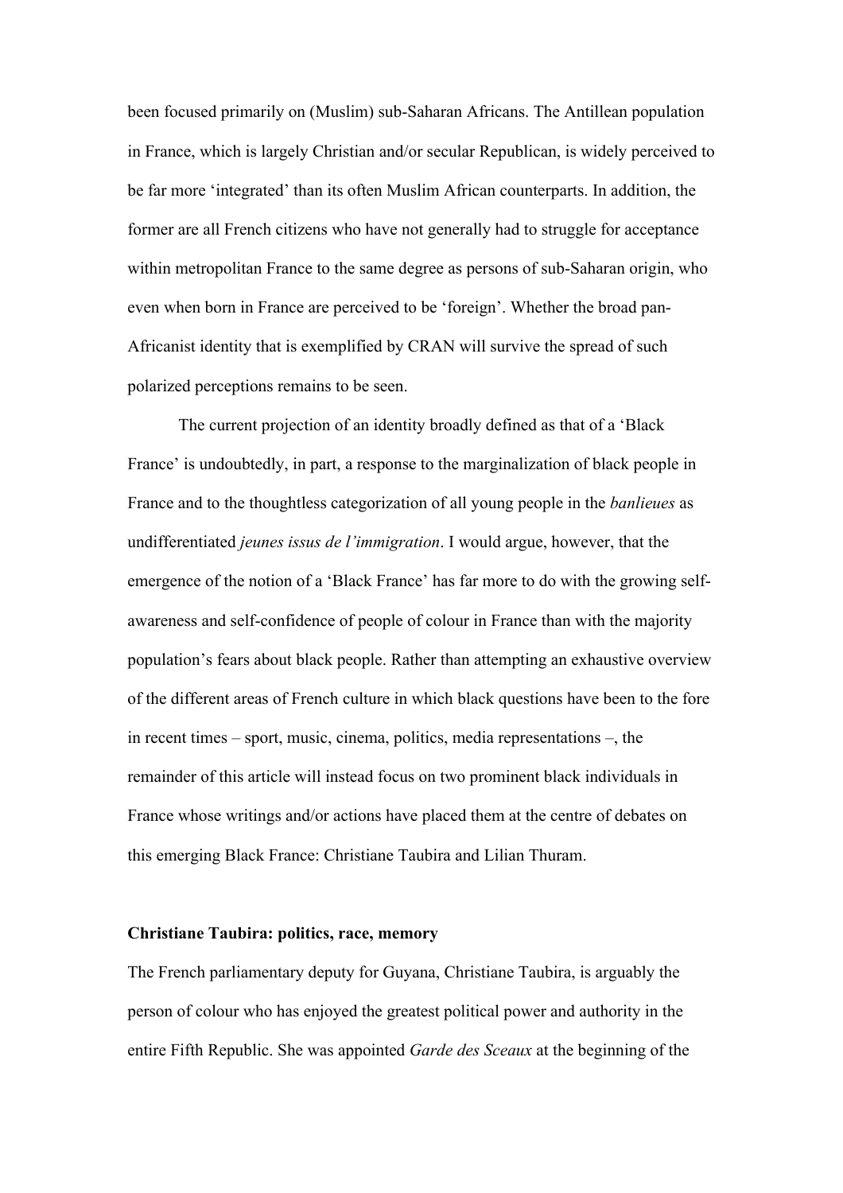been focused primarily on (Muslim) sub-Saharan Africans. The Antillean population in France, which is largely Christian and/or secular Republican, is widely perceived to be far more 'integrated' than its often Muslim African counterparts. In addition, the former are all French citizens who have not generally had to struggle for acceptance within metropolitan France to the same degree as persons of sub-Saharan origin, who even when born in France are perceived to be 'foreign'. Whether the broad pan-Africanist identity that is exemplified by CRAN will survive the spread of such polarized perceptions remains to be seen.

The current projection of an identity broadly defined as that of a 'Black France' is undoubtedly, in part, a response to the marginalization of black people in France and to the thoughtless categorization of all young people in the *banlieues* as undifferentiated *jeunes issus de l'immigration*. I would argue, however, that the emergence of the notion of a 'Black France' has far more to do with the growing self-awareness and self-confidence of people of colour in France than with the majority population's fears about black people. Rather than attempting an exhaustive overview of the different areas of French culture in which black questions have been to the fore in recent times – sport, music, cinema, politics, media representations –, the remainder of this article will instead focus on two prominent black individuals in France whose writings and/or actions have placed them at the centre of debates on this emerging Black France: Christiane Taubira and Lilian Thuram.

## Christiane Taubira: politics, race, memory

The French parliamentary deputy for Guyana, Christiane Taubira, is arguably the person of colour who has enjoyed the greatest political power and authority in the entire Fifth Republic. She was appointed *Garde des Sceaux* at the beginning of the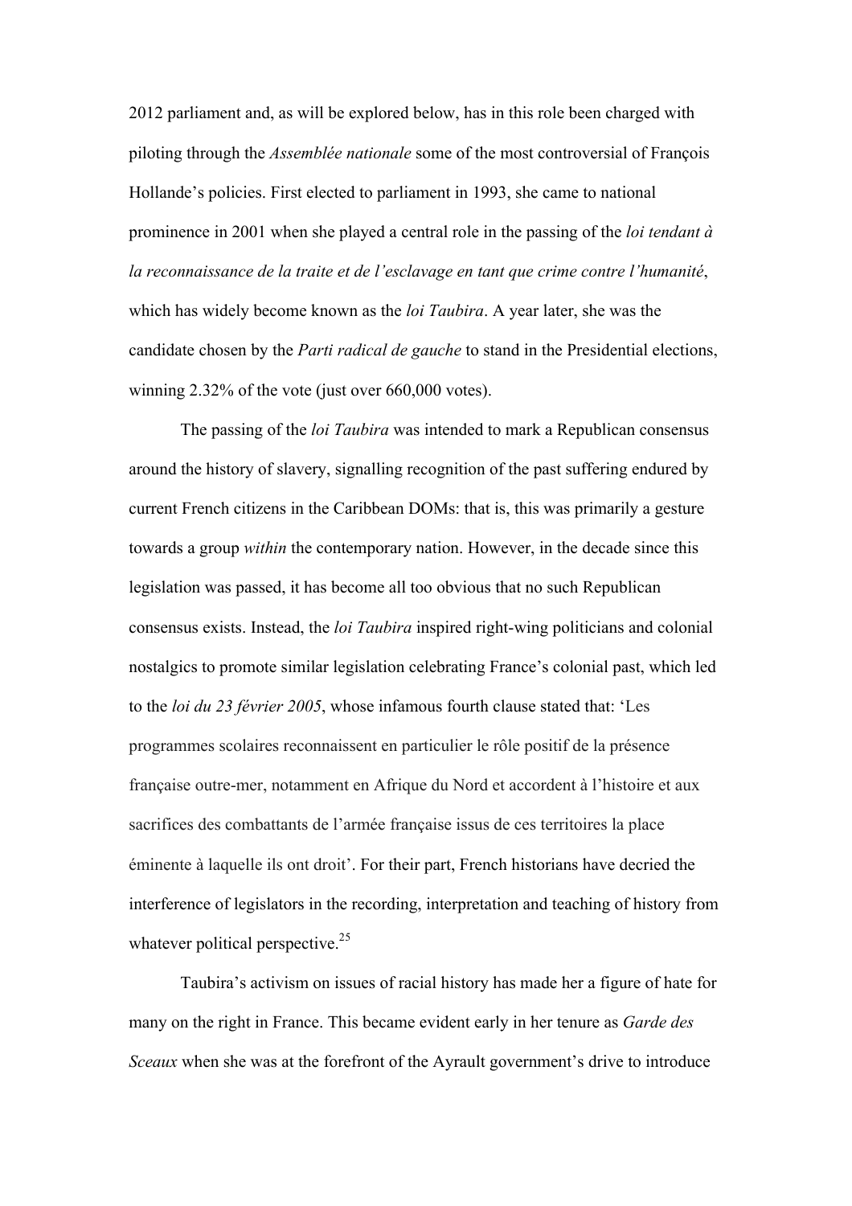2012 parliament and, as will be explored below, has in this role been charged with piloting through the *Assemblée nationale* some of the most controversial of François Hollande's policies. First elected to parliament in 1993, she came to national prominence in 2001 when she played a central role in the passing of the *loi tendant à la reconnaissance de la traite et de l'esclavage en tant que crime contre l'humanité*, which has widely become known as the *loi Taubira*. A year later, she was the candidate chosen by the *Parti radical de gauche* to stand in the Presidential elections, winning 2.32% of the vote (just over 660,000 votes).

The passing of the *loi Taubira* was intended to mark a Republican consensus around the history of slavery, signalling recognition of the past suffering endured by current French citizens in the Caribbean DOMs: that is, this was primarily a gesture towards a group *within* the contemporary nation. However, in the decade since this legislation was passed, it has become all too obvious that no such Republican consensus exists. Instead, the *loi Taubira* inspired right-wing politicians and colonial nostalgics to promote similar legislation celebrating France's colonial past, which led to the *loi du 23 février 2005*, whose infamous fourth clause stated that: 'Les programmes scolaires reconnaissent en particulier le rôle positif de la présence française outre-mer, notamment en Afrique du Nord et accordent à l'histoire et aux sacrifices des combattants de l'armée française issus de ces territoires la place éminente à laquelle ils ont droit'. For their part, French historians have decried the interference of legislators in the recording, interpretation and teaching of history from whatever political perspective.[25]

Taubira's activism on issues of racial history has made her a figure of hate for many on the right in France. This became evident early in her tenure as *Garde des Sceaux* when she was at the forefront of the Ayrault government's drive to introduce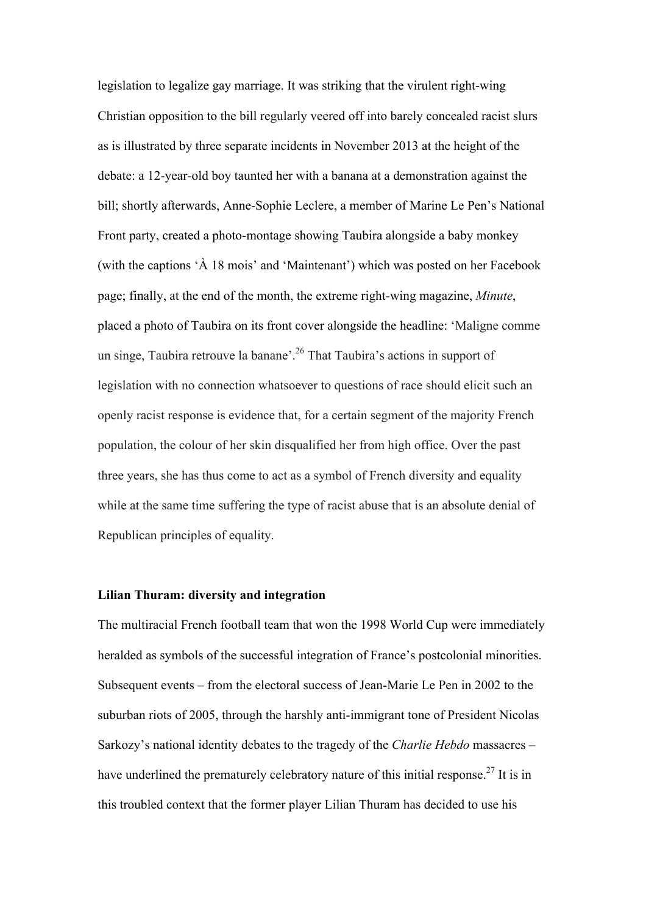legislation to legalize gay marriage. It was striking that the virulent right-wing Christian opposition to the bill regularly veered off into barely concealed racist slurs as is illustrated by three separate incidents in November 2013 at the height of the debate: a 12-year-old boy taunted her with a banana at a demonstration against the bill; shortly afterwards, Anne-Sophie Leclere, a member of Marine Le Pen's National Front party, created a photo-montage showing Taubira alongside a baby monkey (with the captions 'À 18 mois' and 'Maintenant') which was posted on her Facebook page; finally, at the end of the month, the extreme right-wing magazine, *Minute*, placed a photo of Taubira on its front cover alongside the headline: 'Maligne comme un singe, Taubira retrouve la banane'.[26] That Taubira's actions in support of legislation with no connection whatsoever to questions of race should elicit such an openly racist response is evidence that, for a certain segment of the majority French population, the colour of her skin disqualified her from high office. Over the past three years, she has thus come to act as a symbol of French diversity and equality while at the same time suffering the type of racist abuse that is an absolute denial of Republican principles of equality.

**Lilian Thuram: diversity and integration**

The multiracial French football team that won the 1998 World Cup were immediately heralded as symbols of the successful integration of France's postcolonial minorities. Subsequent events – from the electoral success of Jean-Marie Le Pen in 2002 to the suburban riots of 2005, through the harshly anti-immigrant tone of President Nicolas Sarkozy's national identity debates to the tragedy of the *Charlie Hebdo* massacres – have underlined the prematurely celebratory nature of this initial response.[27] It is in this troubled context that the former player Lilian Thuram has decided to use his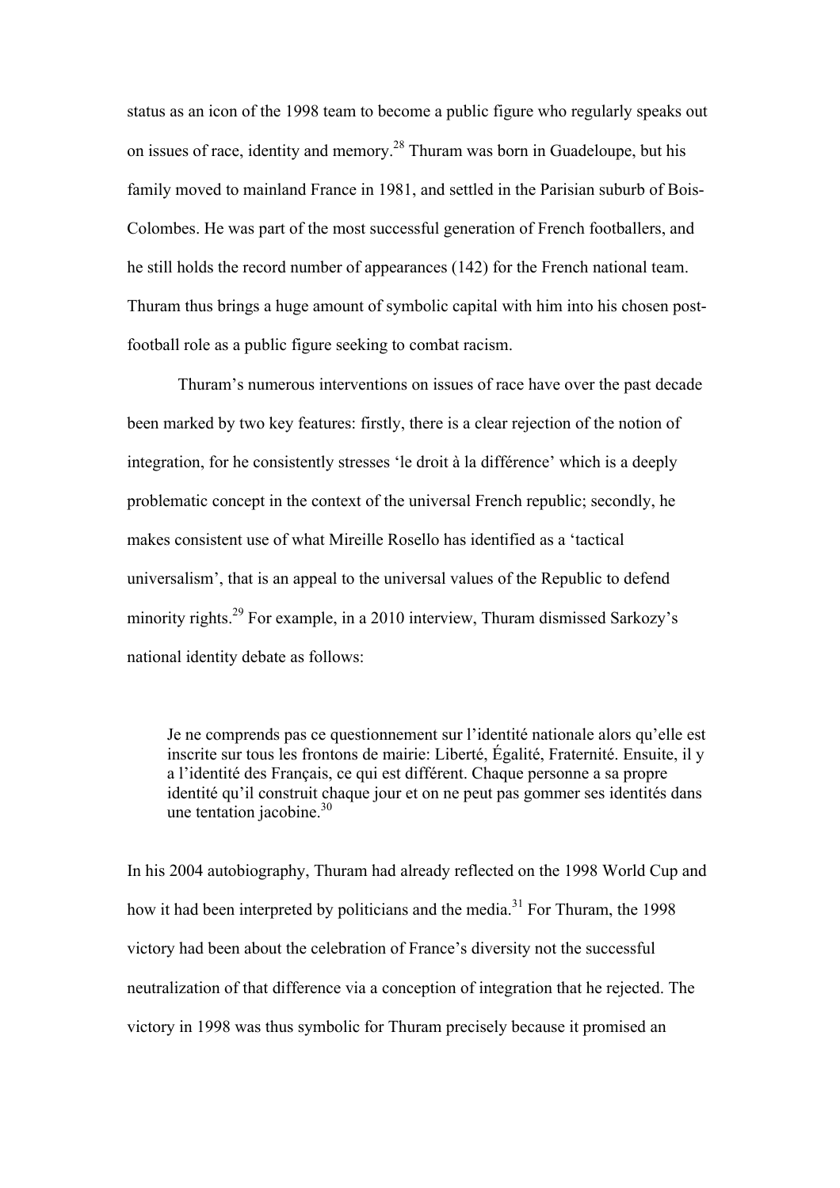status as an icon of the 1998 team to become a public figure who regularly speaks out on issues of race, identity and memory.[28] Thuram was born in Guadeloupe, but his family moved to mainland France in 1981, and settled in the Parisian suburb of Bois-Colombes. He was part of the most successful generation of French footballers, and he still holds the record number of appearances (142) for the French national team. Thuram thus brings a huge amount of symbolic capital with him into his chosen post-football role as a public figure seeking to combat racism.

Thuram's numerous interventions on issues of race have over the past decade been marked by two key features: firstly, there is a clear rejection of the notion of integration, for he consistently stresses 'le droit à la différence' which is a deeply problematic concept in the context of the universal French republic; secondly, he makes consistent use of what Mireille Rosello has identified as a 'tactical universalism', that is an appeal to the universal values of the Republic to defend minority rights.[29] For example, in a 2010 interview, Thuram dismissed Sarkozy's national identity debate as follows:

> Je ne comprends pas ce questionnement sur l'identité nationale alors qu'elle est inscrite sur tous les frontons de mairie: Liberté, Égalité, Fraternité. Ensuite, il y a l'identité des Français, ce qui est différent. Chaque personne a sa propre identité qu'il construit chaque jour et on ne peut pas gommer ses identités dans une tentation jacobine.[30]

In his 2004 autobiography, Thuram had already reflected on the 1998 World Cup and how it had been interpreted by politicians and the media.[31] For Thuram, the 1998 victory had been about the celebration of France's diversity not the successful neutralization of that difference via a conception of integration that he rejected. The victory in 1998 was thus symbolic for Thuram precisely because it promised an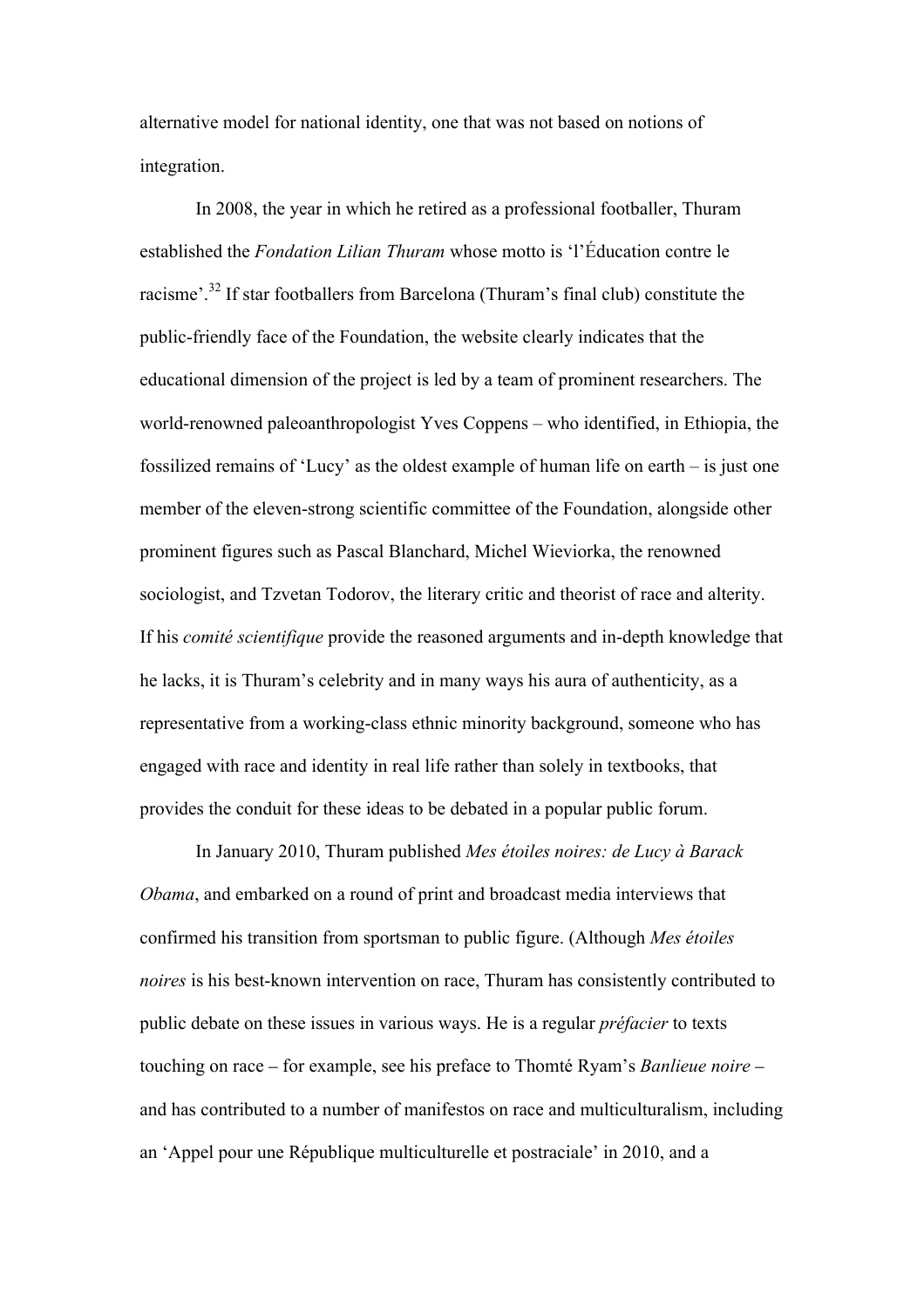alternative model for national identity, one that was not based on notions of integration.

In 2008, the year in which he retired as a professional footballer, Thuram established the *Fondation Lilian Thuram* whose motto is 'l'Éducation contre le racisme'.[32] If star footballers from Barcelona (Thuram's final club) constitute the public-friendly face of the Foundation, the website clearly indicates that the educational dimension of the project is led by a team of prominent researchers. The world-renowned paleoanthropologist Yves Coppens – who identified, in Ethiopia, the fossilized remains of 'Lucy' as the oldest example of human life on earth – is just one member of the eleven-strong scientific committee of the Foundation, alongside other prominent figures such as Pascal Blanchard, Michel Wieviorka, the renowned sociologist, and Tzvetan Todorov, the literary critic and theorist of race and alterity. If his *comité scientifique* provide the reasoned arguments and in-depth knowledge that he lacks, it is Thuram's celebrity and in many ways his aura of authenticity, as a representative from a working-class ethnic minority background, someone who has engaged with race and identity in real life rather than solely in textbooks, that provides the conduit for these ideas to be debated in a popular public forum.

In January 2010, Thuram published *Mes étoiles noires: de Lucy à Barack Obama*, and embarked on a round of print and broadcast media interviews that confirmed his transition from sportsman to public figure. (Although *Mes étoiles noires* is his best-known intervention on race, Thuram has consistently contributed to public debate on these issues in various ways. He is a regular *préfacier* to texts touching on race – for example, see his preface to Thomté Ryam's *Banlieue noire* – and has contributed to a number of manifestos on race and multiculturalism, including an 'Appel pour une République multiculturelle et postraciale' in 2010, and a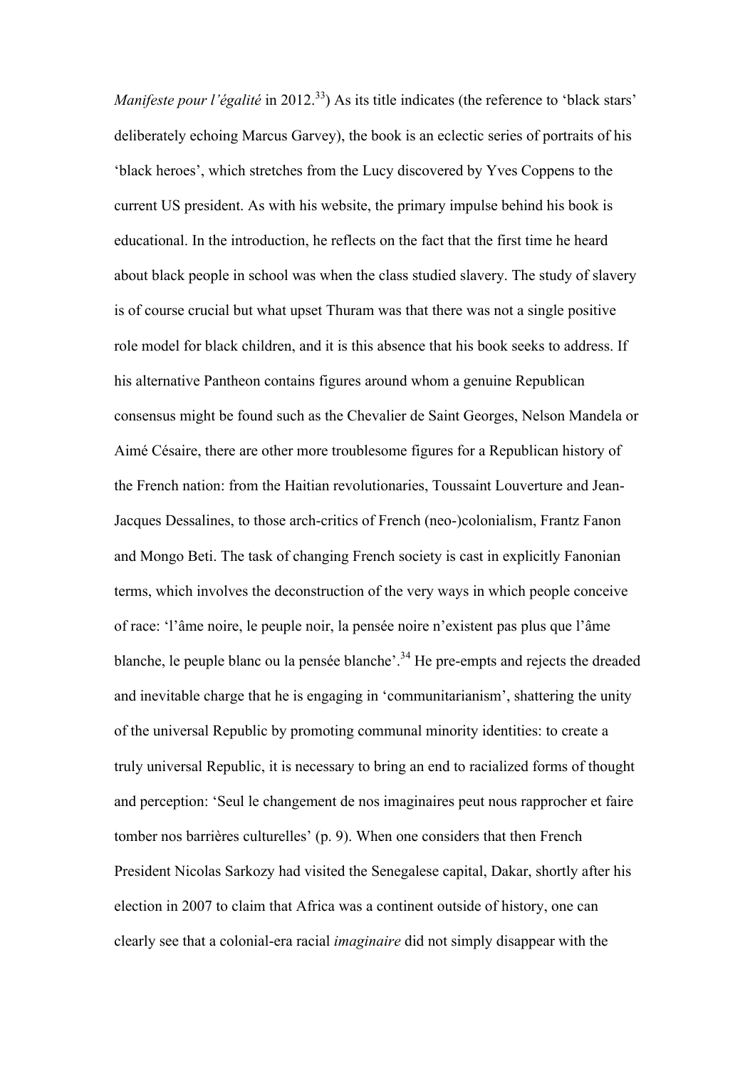*Manifeste pour l'égalité* in 2012.[33]) As its title indicates (the reference to 'black stars' deliberately echoing Marcus Garvey), the book is an eclectic series of portraits of his 'black heroes', which stretches from the Lucy discovered by Yves Coppens to the current US president. As with his website, the primary impulse behind his book is educational. In the introduction, he reflects on the fact that the first time he heard about black people in school was when the class studied slavery. The study of slavery is of course crucial but what upset Thuram was that there was not a single positive role model for black children, and it is this absence that his book seeks to address. If his alternative Pantheon contains figures around whom a genuine Republican consensus might be found such as the Chevalier de Saint Georges, Nelson Mandela or Aimé Césaire, there are other more troublesome figures for a Republican history of the French nation: from the Haitian revolutionaries, Toussaint Louverture and Jean-Jacques Dessalines, to those arch-critics of French (neo-)colonialism, Frantz Fanon and Mongo Beti. The task of changing French society is cast in explicitly Fanonian terms, which involves the deconstruction of the very ways in which people conceive of race: 'l'âme noire, le peuple noir, la pensée noire n'existent pas plus que l'âme blanche, le peuple blanc ou la pensée blanche'.[34] He pre-empts and rejects the dreaded and inevitable charge that he is engaging in 'communitarianism', shattering the unity of the universal Republic by promoting communal minority identities: to create a truly universal Republic, it is necessary to bring an end to racialized forms of thought and perception: 'Seul le changement de nos imaginaires peut nous rapprocher et faire tomber nos barrières culturelles' (p. 9). When one considers that then French President Nicolas Sarkozy had visited the Senegalese capital, Dakar, shortly after his election in 2007 to claim that Africa was a continent outside of history, one can clearly see that a colonial-era racial *imaginaire* did not simply disappear with the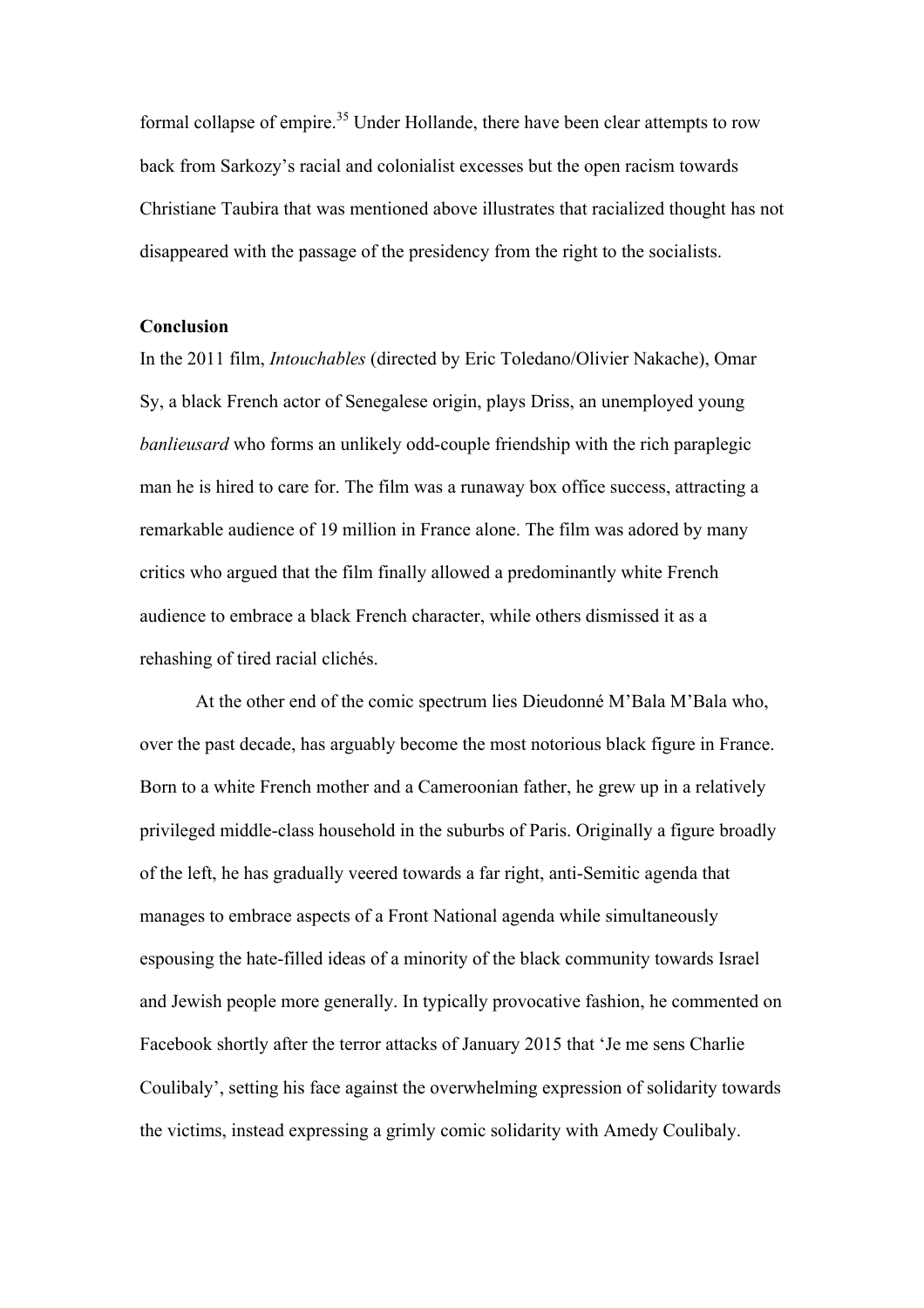formal collapse of empire.[35] Under Hollande, there have been clear attempts to row back from Sarkozy's racial and colonialist excesses but the open racism towards Christiane Taubira that was mentioned above illustrates that racialized thought has not disappeared with the passage of the presidency from the right to the socialists.

## Conclusion

In the 2011 film, *Intouchables* (directed by Eric Toledano/Olivier Nakache), Omar Sy, a black French actor of Senegalese origin, plays Driss, an unemployed young *banlieusard* who forms an unlikely odd-couple friendship with the rich paraplegic man he is hired to care for. The film was a runaway box office success, attracting a remarkable audience of 19 million in France alone. The film was adored by many critics who argued that the film finally allowed a predominantly white French audience to embrace a black French character, while others dismissed it as a rehashing of tired racial clichés.

At the other end of the comic spectrum lies Dieudonné M'Bala M'Bala who, over the past decade, has arguably become the most notorious black figure in France. Born to a white French mother and a Cameroonian father, he grew up in a relatively privileged middle-class household in the suburbs of Paris. Originally a figure broadly of the left, he has gradually veered towards a far right, anti-Semitic agenda that manages to embrace aspects of a Front National agenda while simultaneously espousing the hate-filled ideas of a minority of the black community towards Israel and Jewish people more generally. In typically provocative fashion, he commented on Facebook shortly after the terror attacks of January 2015 that 'Je me sens Charlie Coulibaly', setting his face against the overwhelming expression of solidarity towards the victims, instead expressing a grimly comic solidarity with Amedy Coulibaly.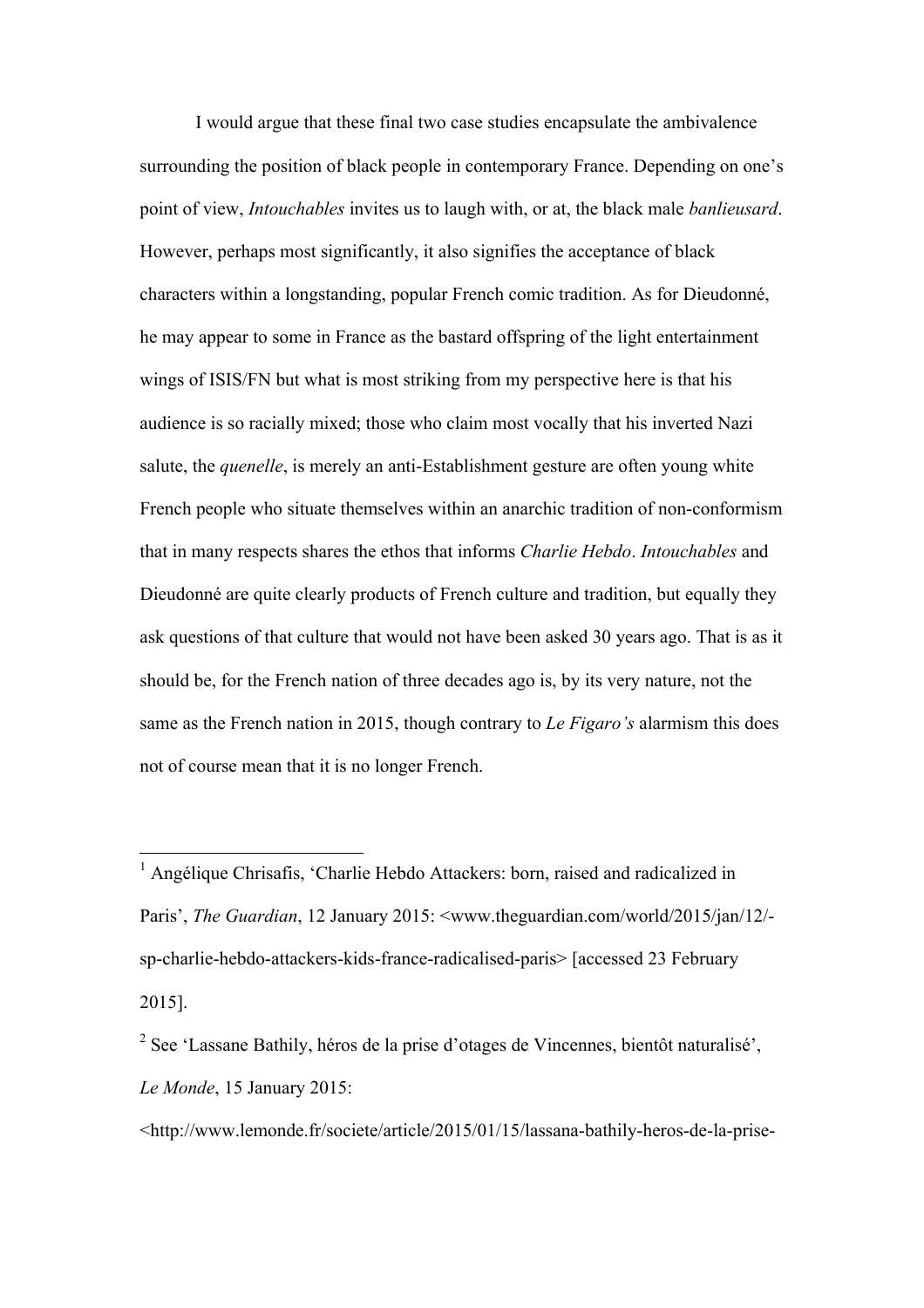I would argue that these final two case studies encapsulate the ambivalence surrounding the position of black people in contemporary France. Depending on one's point of view, *Intouchables* invites us to laugh with, or at, the black male *banlieusard*. However, perhaps most significantly, it also signifies the acceptance of black characters within a longstanding, popular French comic tradition. As for Dieudonné, he may appear to some in France as the bastard offspring of the light entertainment wings of ISIS/FN but what is most striking from my perspective here is that his audience is so racially mixed; those who claim most vocally that his inverted Nazi salute, the *quenelle*, is merely an anti-Establishment gesture are often young white French people who situate themselves within an anarchic tradition of non-conformism that in many respects shares the ethos that informs *Charlie Hebdo*. *Intouchables* and Dieudonné are quite clearly products of French culture and tradition, but equally they ask questions of that culture that would not have been asked 30 years ago. That is as it should be, for the French nation of three decades ago is, by its very nature, not the same as the French nation in 2015, though contrary to *Le Figaro's* alarmism this does not of course mean that it is no longer French.

---

[1] Angélique Chrisafis, 'Charlie Hebdo Attackers: born, raised and radicalized in Paris', *The Guardian*, 12 January 2015: <www.theguardian.com/world/2015/jan/12/-sp-charlie-hebdo-attackers-kids-france-radicalised-paris> [accessed 23 February 2015].

[2] See 'Lassane Bathily, héros de la prise d'otages de Vincennes, bientôt naturalisé', *Le Monde*, 15 January 2015: <http://www.lemonde.fr/societe/article/2015/01/15/lassana-bathily-heros-de-la-prise-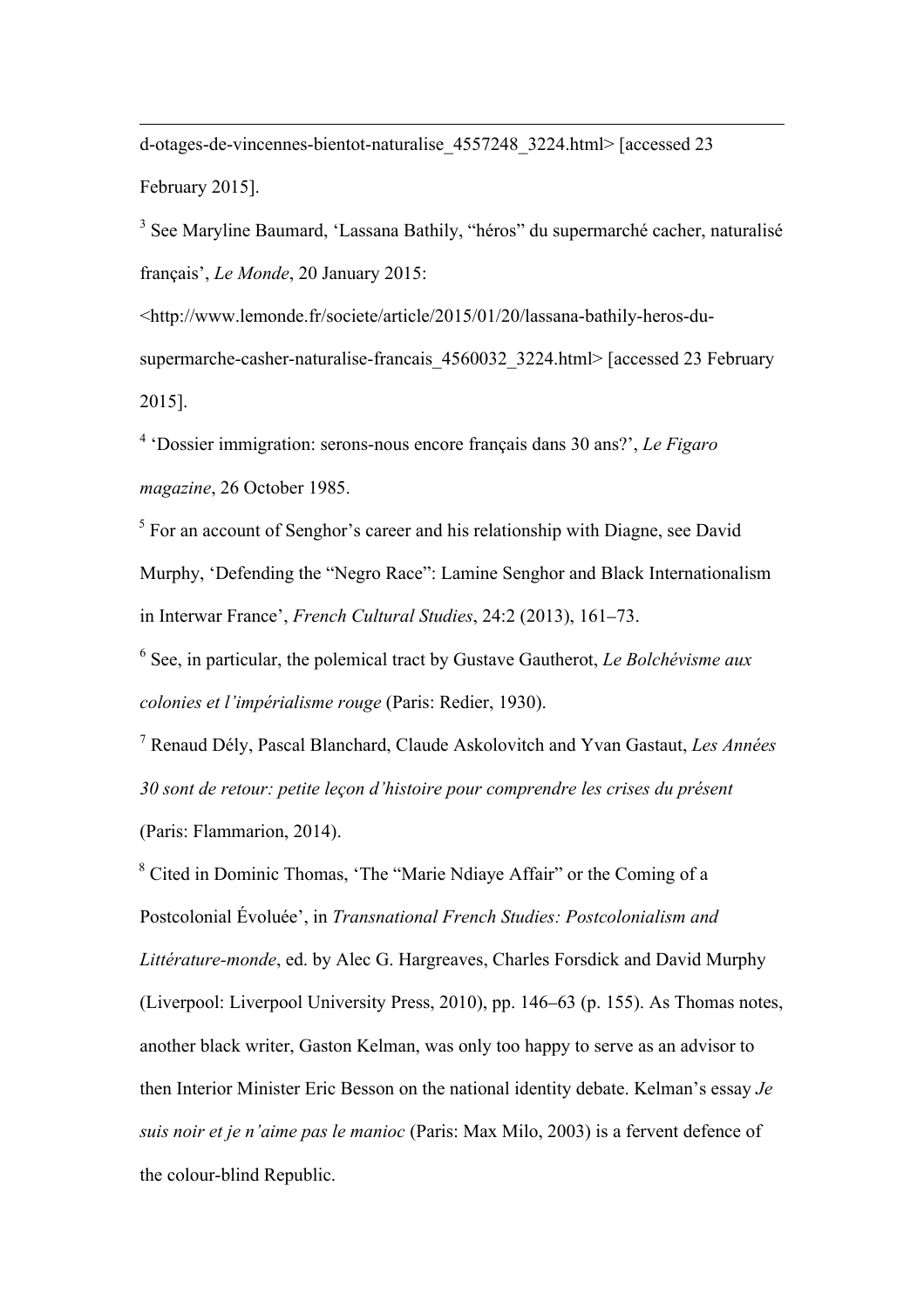d-otages-de-vincennes-bientot-naturalise_4557248_3224.html> [accessed 23 February 2015].

[3] See Maryline Baumard, 'Lassana Bathily, "héros" du supermarché cacher, naturalisé français', *Le Monde*, 20 January 2015: <http://www.lemonde.fr/societe/article/2015/01/20/lassana-bathily-heros-du-supermarche-casher-naturalise-francais_4560032_3224.html> [accessed 23 February 2015].

[4] 'Dossier immigration: serons-nous encore français dans 30 ans?', *Le Figaro magazine*, 26 October 1985.

[5] For an account of Senghor's career and his relationship with Diagne, see David Murphy, 'Defending the "Negro Race": Lamine Senghor and Black Internationalism in Interwar France', *French Cultural Studies*, 24:2 (2013), 161–73.

[6] See, in particular, the polemical tract by Gustave Gautherot, *Le Bolchévisme aux colonies et l'impérialisme rouge* (Paris: Redier, 1930).

[7] Renaud Dély, Pascal Blanchard, Claude Askolovitch and Yvan Gastaut, *Les Années 30 sont de retour: petite leçon d'histoire pour comprendre les crises du présent* (Paris: Flammarion, 2014).

[8] Cited in Dominic Thomas, 'The "Marie Ndiaye Affair" or the Coming of a Postcolonial Évoluée', in *Transnational French Studies: Postcolonialism and Littérature-monde*, ed. by Alec G. Hargreaves, Charles Forsdick and David Murphy (Liverpool: Liverpool University Press, 2010), pp. 146–63 (p. 155). As Thomas notes, another black writer, Gaston Kelman, was only too happy to serve as an advisor to then Interior Minister Eric Besson on the national identity debate. Kelman's essay *Je suis noir et je n'aime pas le manioc* (Paris: Max Milo, 2003) is a fervent defence of the colour-blind Republic.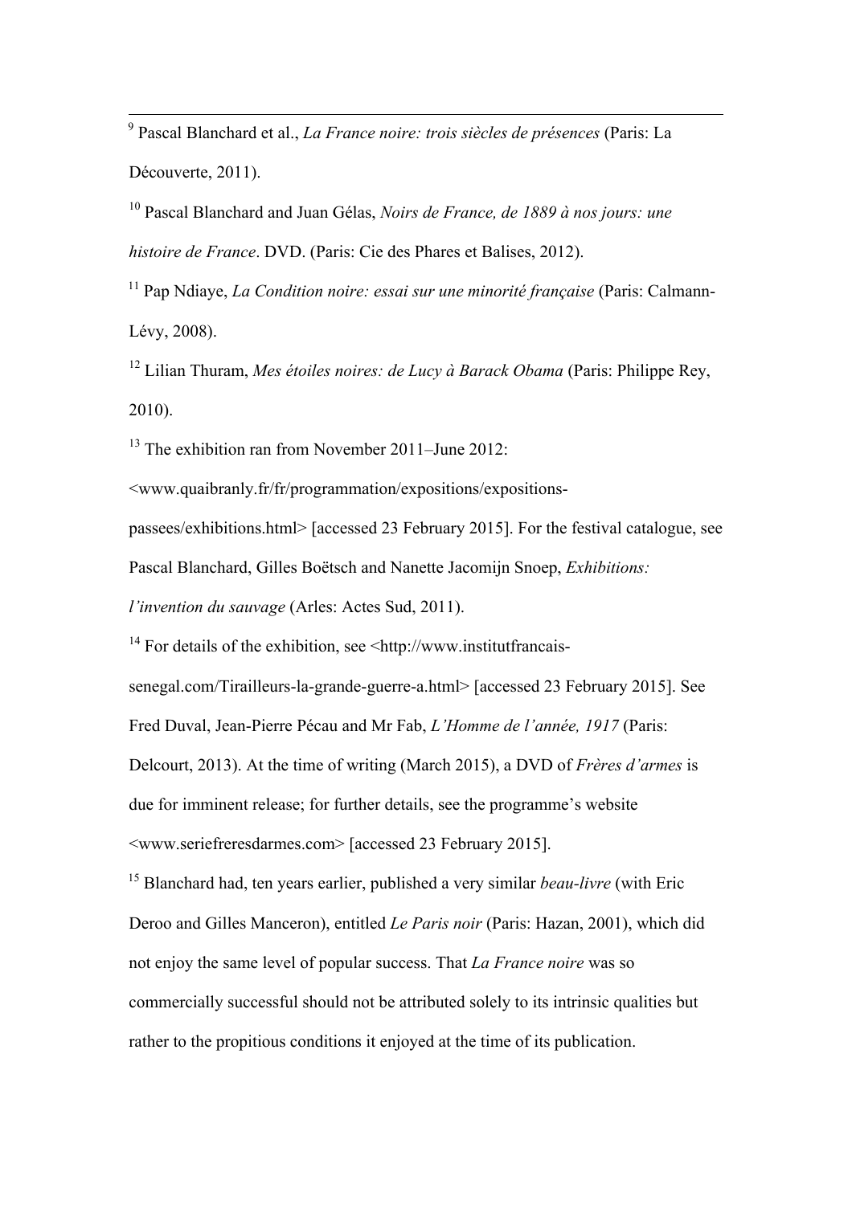[9] Pascal Blanchard et al., *La France noire: trois siècles de présences* (Paris: La Découverte, 2011).

[10] Pascal Blanchard and Juan Gélas, *Noirs de France, de 1889 à nos jours: une histoire de France*. DVD. (Paris: Cie des Phares et Balises, 2012).

[11] Pap Ndiaye, *La Condition noire: essai sur une minorité française* (Paris: Calmann-Lévy, 2008).

[12] Lilian Thuram, *Mes étoiles noires: de Lucy à Barack Obama* (Paris: Philippe Rey, 2010).

[13] The exhibition ran from November 2011–June 2012: <www.quaibranly.fr/fr/programmation/expositions/expositions-passees/exhibitions.html> [accessed 23 February 2015]. For the festival catalogue, see Pascal Blanchard, Gilles Boëtsch and Nanette Jacomijn Snoep, *Exhibitions: l'invention du sauvage* (Arles: Actes Sud, 2011).

[14] For details of the exhibition, see <http://www.institutfrancais-senegal.com/Tirailleurs-la-grande-guerre-a.html> [accessed 23 February 2015]. See Fred Duval, Jean-Pierre Pécau and Mr Fab, *L'Homme de l'année, 1917* (Paris: Delcourt, 2013). At the time of writing (March 2015), a DVD of *Frères d'armes* is due for imminent release; for further details, see the programme's website <www.seriefreresdarmes.com> [accessed 23 February 2015].

[15] Blanchard had, ten years earlier, published a very similar *beau-livre* (with Eric Deroo and Gilles Manceron), entitled *Le Paris noir* (Paris: Hazan, 2001), which did not enjoy the same level of popular success. That *La France noire* was so commercially successful should not be attributed solely to its intrinsic qualities but rather to the propitious conditions it enjoyed at the time of its publication.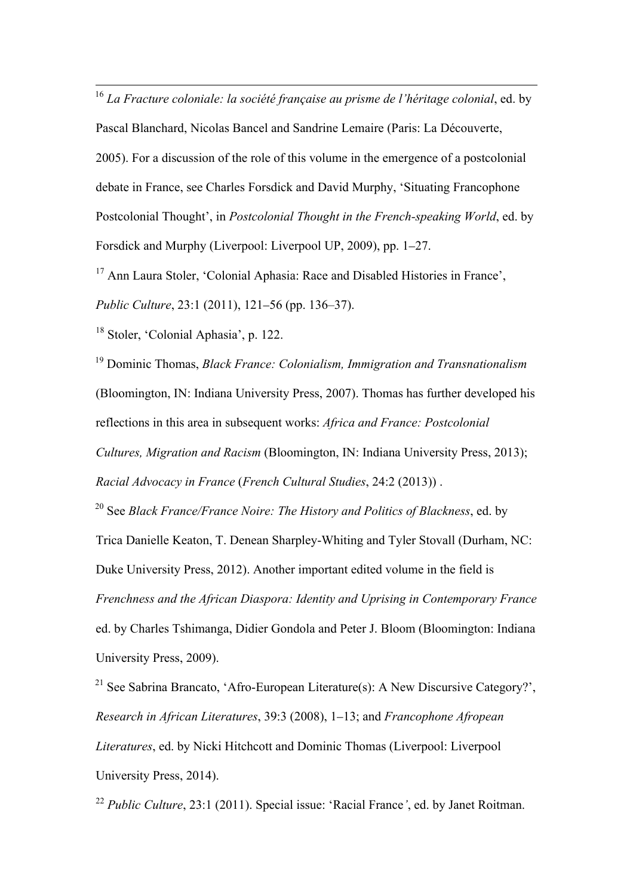[16] *La Fracture coloniale: la société française au prisme de l'héritage colonial*, ed. by Pascal Blanchard, Nicolas Bancel and Sandrine Lemaire (Paris: La Découverte, 2005). For a discussion of the role of this volume in the emergence of a postcolonial debate in France, see Charles Forsdick and David Murphy, 'Situating Francophone Postcolonial Thought', in *Postcolonial Thought in the French-speaking World*, ed. by Forsdick and Murphy (Liverpool: Liverpool UP, 2009), pp. 1–27.

[17] Ann Laura Stoler, 'Colonial Aphasia: Race and Disabled Histories in France', *Public Culture*, 23:1 (2011), 121–56 (pp. 136–37).

[18] Stoler, 'Colonial Aphasia', p. 122.

[19] Dominic Thomas, *Black France: Colonialism, Immigration and Transnationalism* (Bloomington, IN: Indiana University Press, 2007). Thomas has further developed his reflections in this area in subsequent works: *Africa and France: Postcolonial Cultures, Migration and Racism* (Bloomington, IN: Indiana University Press, 2013); *Racial Advocacy in France* (*French Cultural Studies*, 24:2 (2013)) .

[20] See *Black France/France Noire: The History and Politics of Blackness*, ed. by Trica Danielle Keaton, T. Denean Sharpley-Whiting and Tyler Stovall (Durham, NC: Duke University Press, 2012). Another important edited volume in the field is *Frenchness and the African Diaspora: Identity and Uprising in Contemporary France* ed. by Charles Tshimanga, Didier Gondola and Peter J. Bloom (Bloomington: Indiana University Press, 2009).

[21] See Sabrina Brancato, 'Afro-European Literature(s): A New Discursive Category?', *Research in African Literatures*, 39:3 (2008), 1–13; and *Francophone Afropean Literatures*, ed. by Nicki Hitchcott and Dominic Thomas (Liverpool: Liverpool University Press, 2014).

[22] *Public Culture*, 23:1 (2011). Special issue: 'Racial France*'*, ed. by Janet Roitman.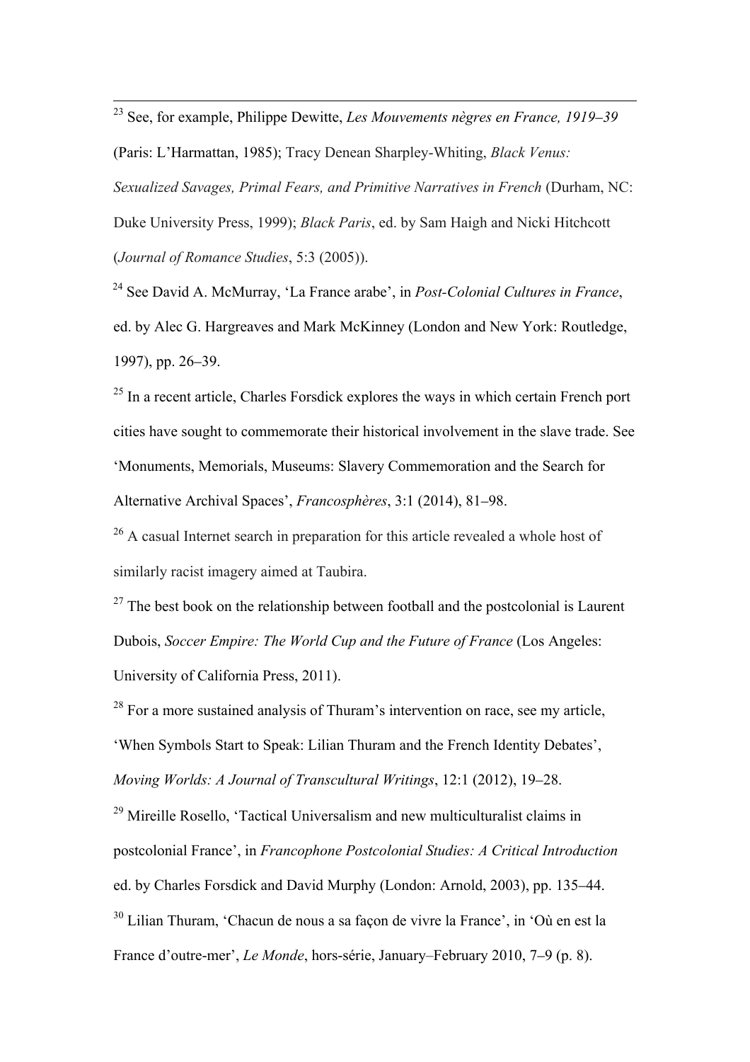[23] See, for example, Philippe Dewitte, *Les Mouvements nègres en France, 1919–39* (Paris: L'Harmattan, 1985); Tracy Denean Sharpley-Whiting, *Black Venus: Sexualized Savages, Primal Fears, and Primitive Narratives in French* (Durham, NC: Duke University Press, 1999); *Black Paris*, ed. by Sam Haigh and Nicki Hitchcott (*Journal of Romance Studies*, 5:3 (2005)).

[24] See David A. McMurray, 'La France arabe', in *Post-Colonial Cultures in France*, ed. by Alec G. Hargreaves and Mark McKinney (London and New York: Routledge, 1997), pp. 26–39.

[25] In a recent article, Charles Forsdick explores the ways in which certain French port cities have sought to commemorate their historical involvement in the slave trade. See 'Monuments, Memorials, Museums: Slavery Commemoration and the Search for Alternative Archival Spaces', *Francosphères*, 3:1 (2014), 81–98.

[26] A casual Internet search in preparation for this article revealed a whole host of similarly racist imagery aimed at Taubira.

[27] The best book on the relationship between football and the postcolonial is Laurent Dubois, *Soccer Empire: The World Cup and the Future of France* (Los Angeles: University of California Press, 2011).

[28] For a more sustained analysis of Thuram's intervention on race, see my article, 'When Symbols Start to Speak: Lilian Thuram and the French Identity Debates', *Moving Worlds: A Journal of Transcultural Writings*, 12:1 (2012), 19–28.

[29] Mireille Rosello, 'Tactical Universalism and new multiculturalist claims in postcolonial France', in *Francophone Postcolonial Studies: A Critical Introduction* ed. by Charles Forsdick and David Murphy (London: Arnold, 2003), pp. 135–44.

[30] Lilian Thuram, 'Chacun de nous a sa façon de vivre la France', in 'Où en est la France d'outre-mer', *Le Monde*, hors-série, January–February 2010, 7–9 (p. 8).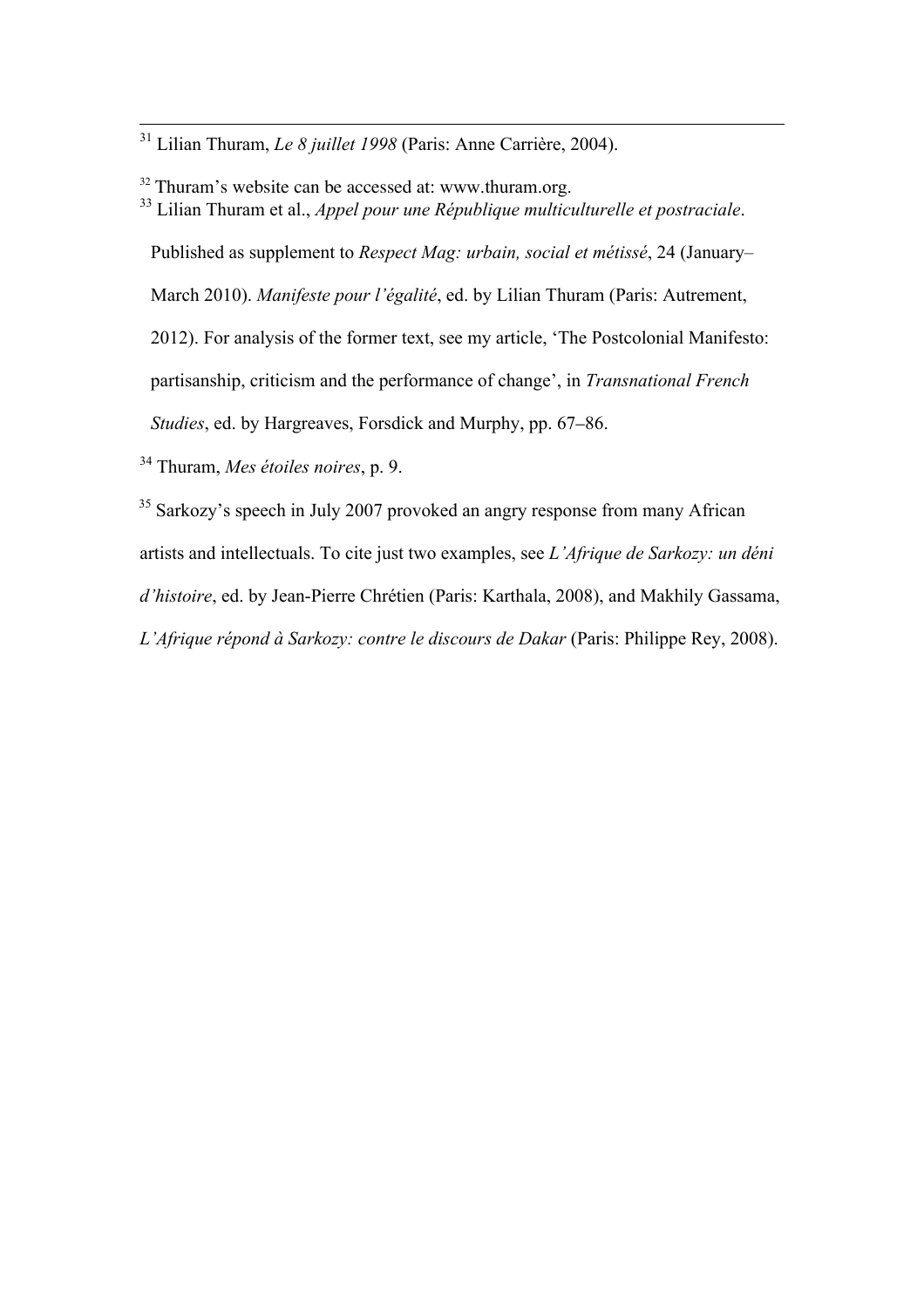[31] Lilian Thuram, *Le 8 juillet 1998* (Paris: Anne Carrière, 2004).

[32] Thuram's website can be accessed at: www.thuram.org.

[33] Lilian Thuram et al., *Appel pour une République multiculturelle et postraciale*. Published as supplement to *Respect Mag: urbain, social et métissé*, 24 (January–March 2010). *Manifeste pour l'égalité*, ed. by Lilian Thuram (Paris: Autrement, 2012). For analysis of the former text, see my article, 'The Postcolonial Manifesto: partisanship, criticism and the performance of change', in *Transnational French Studies*, ed. by Hargreaves, Forsdick and Murphy, pp. 67–86.

[34] Thuram, *Mes étoiles noires*, p. 9.

[35] Sarkozy's speech in July 2007 provoked an angry response from many African artists and intellectuals. To cite just two examples, see *L'Afrique de Sarkozy: un déni d'histoire*, ed. by Jean-Pierre Chrétien (Paris: Karthala, 2008), and Makhily Gassama, *L'Afrique répond à Sarkozy: contre le discours de Dakar* (Paris: Philippe Rey, 2008).